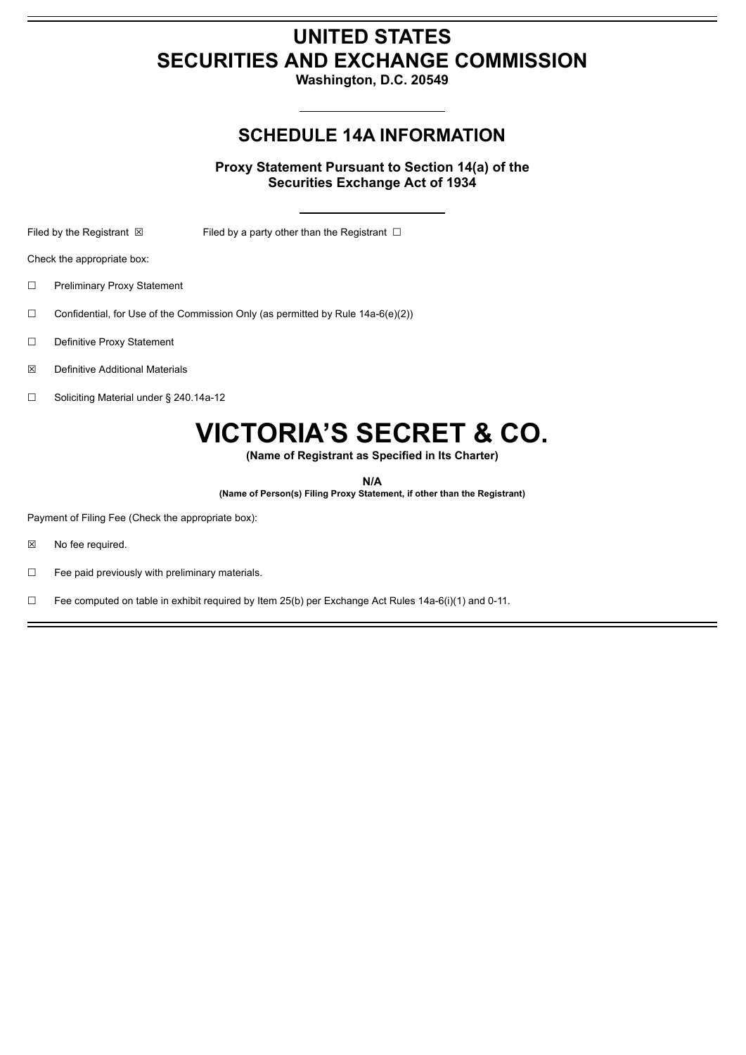# UNITED STATES
# SECURITIES AND EXCHANGE COMMISSION

**Washington, D.C. 20549**

## SCHEDULE 14A INFORMATION

**Proxy Statement Pursuant to Section 14(a) of the Securities Exchange Act of 1934**

Filed by the Registrant ☒ Filed by a party other than the Registrant ☐

Check the appropriate box:

☐ Preliminary Proxy Statement

☐ Confidential, for Use of the Commission Only (as permitted by Rule 14a-6(e)(2))

☐ Definitive Proxy Statement

☒ Definitive Additional Materials

☐ Soliciting Material under § 240.14a-12

# VICTORIA'S SECRET & CO.

**(Name of Registrant as Specified in Its Charter)**

**N/A**

**(Name of Person(s) Filing Proxy Statement, if other than the Registrant)**

Payment of Filing Fee (Check the appropriate box):

☒ No fee required.

☐ Fee paid previously with preliminary materials.

☐ Fee computed on table in exhibit required by Item 25(b) per Exchange Act Rules 14a-6(i)(1) and 0-11.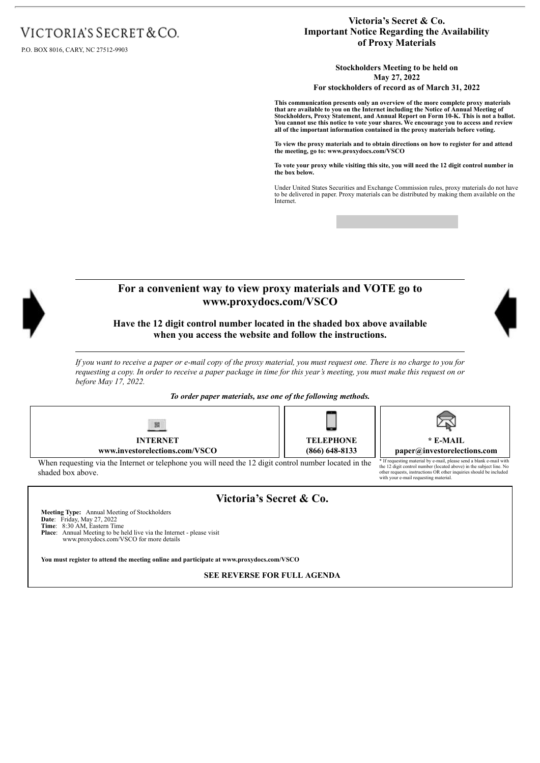VICTORIA'S SECRET & CO.

P.O. BOX 8016, CARY, NC 27512-9903

**Victoria's Secret & Co.**
**Important Notice Regarding the Availability of Proxy Materials**

**Stockholders Meeting to be held on May 27, 2022**
**For stockholders of record as of March 31, 2022**

**This communication presents only an overview of the more complete proxy materials that are available to you on the Internet including the Notice of Annual Meeting of Stockholders, Proxy Statement, and Annual Report on Form 10-K. This is not a ballot. You cannot use this notice to vote your shares. We encourage you to access and review all of the important information contained in the proxy materials before voting.**

**To view the proxy materials and to obtain directions on how to register for and attend the meeting, go to: www.proxydocs.com/VSCO**

**To vote your proxy while visiting this site, you will need the 12 digit control number in the box below.**

Under United States Securities and Exchange Commission rules, proxy materials do not have to be delivered in paper. Proxy materials can be distributed by making them available on the Internet.

## For a convenient way to view proxy materials and VOTE go to www.proxydocs.com/VSCO

### Have the 12 digit control number located in the shaded box above available when you access the website and follow the instructions.

*If you want to receive a paper or e-mail copy of the proxy material, you must request one. There is no charge to you for requesting a copy. In order to receive a paper package in time for this year's meeting, you must make this request on or before May 17, 2022.*

***To order paper materials, use one of the following methods.***

| INTERNET | TELEPHONE | * E-MAIL |
|---|---|---|
| **www.investorelections.com/VSCO** | **(866) 648-8133** | **paper@investorelections.com** |

When requesting via the Internet or telephone you will need the 12 digit control number located in the shaded box above.

* If requesting material by e-mail, please send a blank e-mail with the 12 digit control number (located above) in the subject line. No other requests, instructions OR other inquiries should be included with your e-mail requesting material.

## Victoria's Secret & Co.

**Meeting Type:** Annual Meeting of Stockholders
**Date**: Friday, May 27, 2022
**Time**: 8:30 AM, Eastern Time
**Place**: Annual Meeting to be held live via the Internet - please visit www.proxydocs.com/VSCO for more details

**You must register to attend the meeting online and participate at www.proxydocs.com/VSCO**

**SEE REVERSE FOR FULL AGENDA**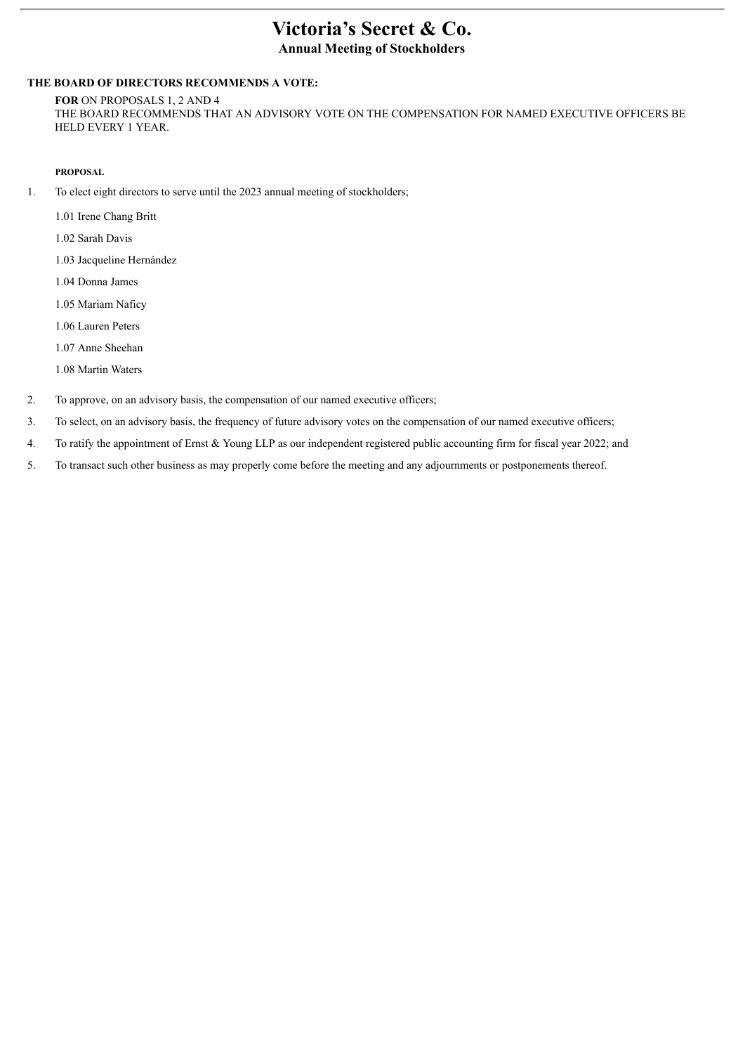# Victoria's Secret & Co.

## Annual Meeting of Stockholders

**THE BOARD OF DIRECTORS RECOMMENDS A VOTE:**

**FOR** ON PROPOSALS 1, 2 AND 4
THE BOARD RECOMMENDS THAT AN ADVISORY VOTE ON THE COMPENSATION FOR NAMED EXECUTIVE OFFICERS BE HELD EVERY 1 YEAR.

**PROPOSAL**

1. To elect eight directors to serve until the 2023 annual meeting of stockholders;

   1.01 Irene Chang Britt

   1.02 Sarah Davis

   1.03 Jacqueline Hernández

   1.04 Donna James

   1.05 Mariam Naficy

   1.06 Lauren Peters

   1.07 Anne Sheehan

   1.08 Martin Waters

2. To approve, on an advisory basis, the compensation of our named executive officers;
3. To select, on an advisory basis, the frequency of future advisory votes on the compensation of our named executive officers;
4. To ratify the appointment of Ernst & Young LLP as our independent registered public accounting firm for fiscal year 2022; and
5. To transact such other business as may properly come before the meeting and any adjournments or postponements thereof.